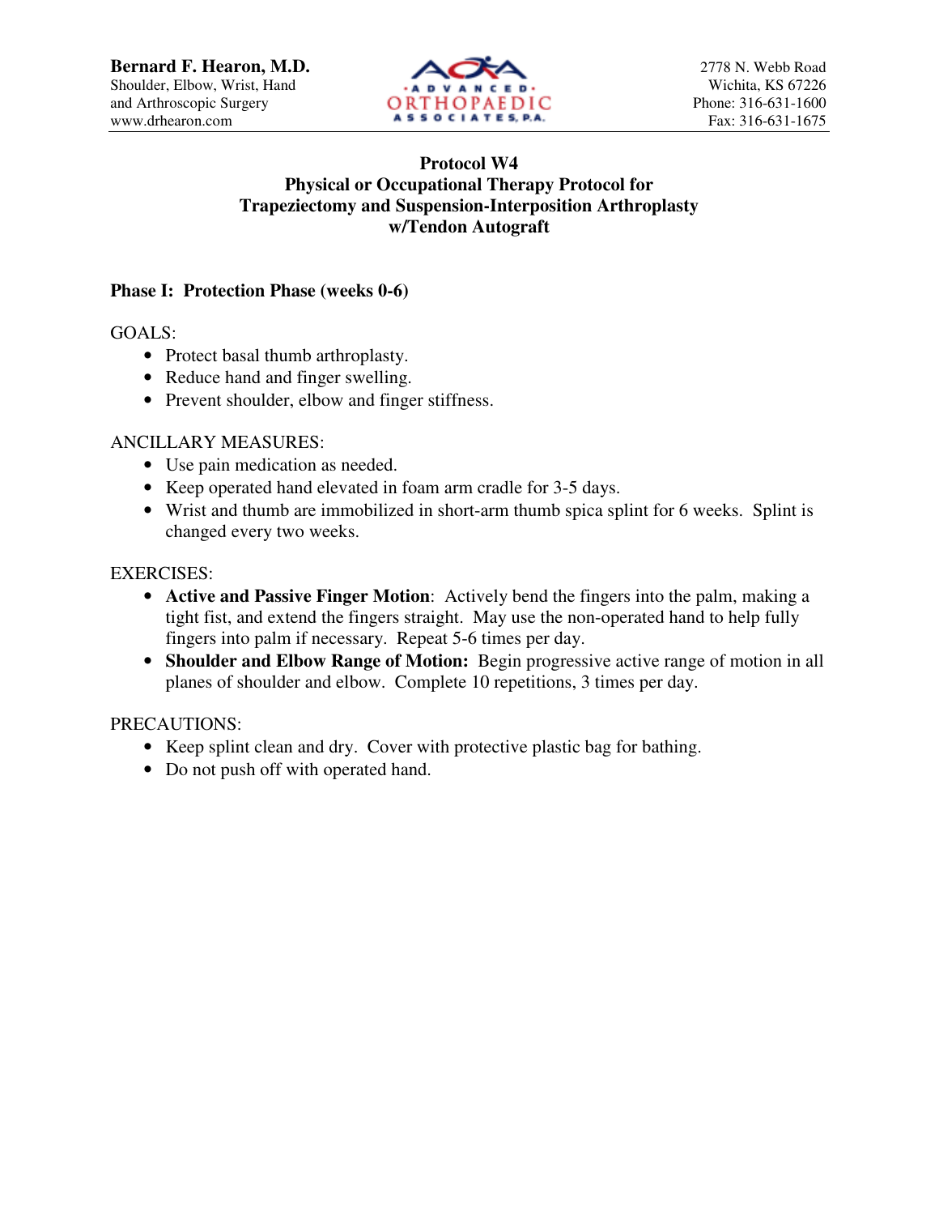**Bernard F. Hearon, M.D.**
Shoulder, Elbow, Wrist, Hand
and Arthroscopic Surgery
www.drhearon.com

ADVANCED ORTHOPAEDIC ASSOCIATES, P.A.

2778 N. Webb Road
Wichita, KS 67226
Phone: 316-631-1600
Fax: 316-631-1675

# Protocol W4
# Physical or Occupational Therapy Protocol for Trapeziectomy and Suspension-Interposition Arthroplasty w/Tendon Autograft

## Phase I: Protection Phase (weeks 0-6)

GOALS:

- Protect basal thumb arthroplasty.
- Reduce hand and finger swelling.
- Prevent shoulder, elbow and finger stiffness.

ANCILLARY MEASURES:

- Use pain medication as needed.
- Keep operated hand elevated in foam arm cradle for 3-5 days.
- Wrist and thumb are immobilized in short-arm thumb spica splint for 6 weeks. Splint is changed every two weeks.

EXERCISES:

- **Active and Passive Finger Motion**: Actively bend the fingers into the palm, making a tight fist, and extend the fingers straight. May use the non-operated hand to help fully fingers into palm if necessary. Repeat 5-6 times per day.
- **Shoulder and Elbow Range of Motion:** Begin progressive active range of motion in all planes of shoulder and elbow. Complete 10 repetitions, 3 times per day.

PRECAUTIONS:

- Keep splint clean and dry. Cover with protective plastic bag for bathing.
- Do not push off with operated hand.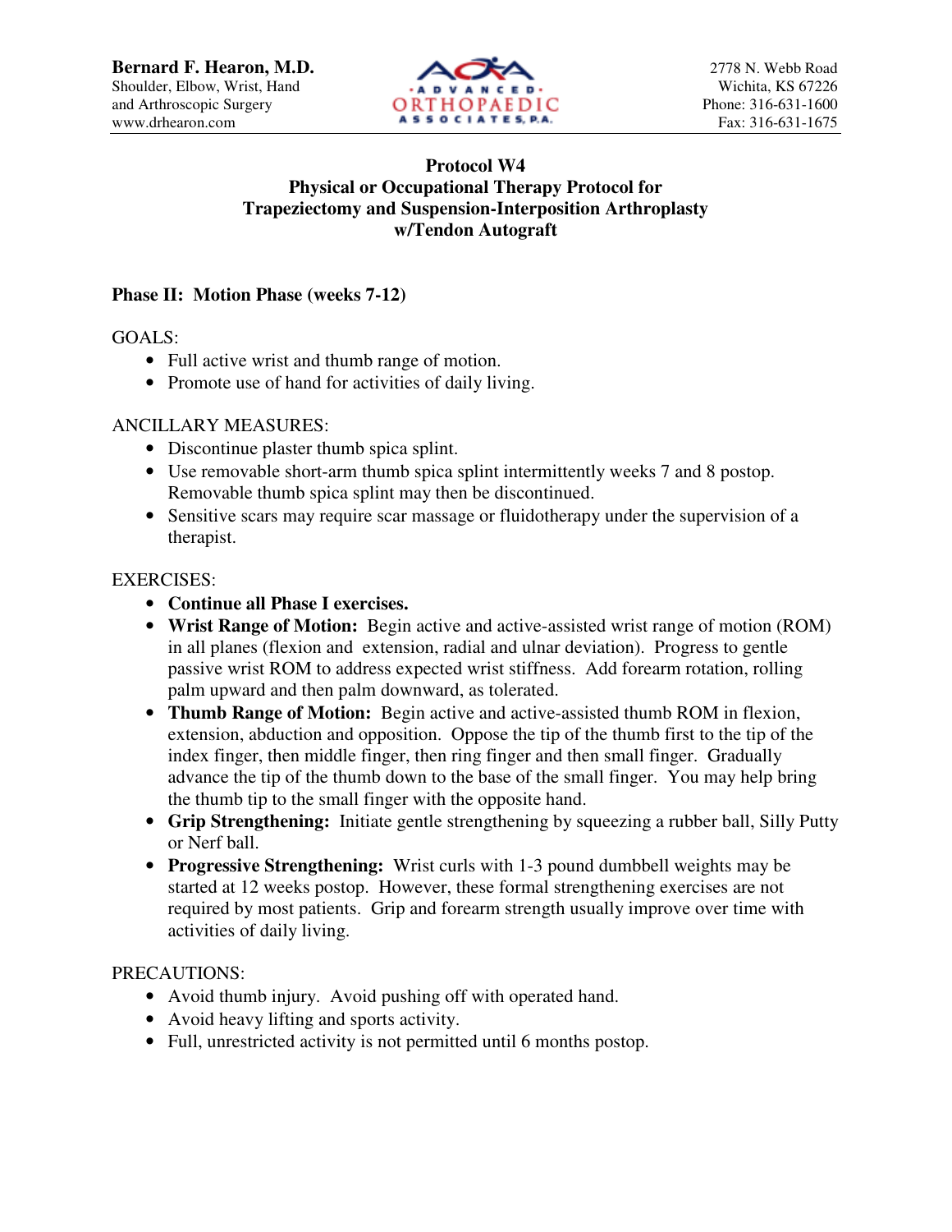Bernard F. Hearon, M.D.
Shoulder, Elbow, Wrist, Hand
and Arthroscopic Surgery
www.drhearon.com

ADVANCED ORTHOPAEDIC ASSOCIATES, P.A.

2778 N. Webb Road
Wichita, KS 67226
Phone: 316-631-1600
Fax: 316-631-1675

## Protocol W4
## Physical or Occupational Therapy Protocol for Trapeziectomy and Suspension-Interposition Arthroplasty w/Tendon Autograft

### Phase II: Motion Phase (weeks 7-12)

GOALS:

- Full active wrist and thumb range of motion.
- Promote use of hand for activities of daily living.

ANCILLARY MEASURES:

- Discontinue plaster thumb spica splint.
- Use removable short-arm thumb spica splint intermittently weeks 7 and 8 postop. Removable thumb spica splint may then be discontinued.
- Sensitive scars may require scar massage or fluidotherapy under the supervision of a therapist.

EXERCISES:

- **Continue all Phase I exercises.**
- **Wrist Range of Motion:** Begin active and active-assisted wrist range of motion (ROM) in all planes (flexion and extension, radial and ulnar deviation). Progress to gentle passive wrist ROM to address expected wrist stiffness. Add forearm rotation, rolling palm upward and then palm downward, as tolerated.
- **Thumb Range of Motion:** Begin active and active-assisted thumb ROM in flexion, extension, abduction and opposition. Oppose the tip of the thumb first to the tip of the index finger, then middle finger, then ring finger and then small finger. Gradually advance the tip of the thumb down to the base of the small finger. You may help bring the thumb tip to the small finger with the opposite hand.
- **Grip Strengthening:** Initiate gentle strengthening by squeezing a rubber ball, Silly Putty or Nerf ball.
- **Progressive Strengthening:** Wrist curls with 1-3 pound dumbbell weights may be started at 12 weeks postop. However, these formal strengthening exercises are not required by most patients. Grip and forearm strength usually improve over time with activities of daily living.

PRECAUTIONS:

- Avoid thumb injury. Avoid pushing off with operated hand.
- Avoid heavy lifting and sports activity.
- Full, unrestricted activity is not permitted until 6 months postop.